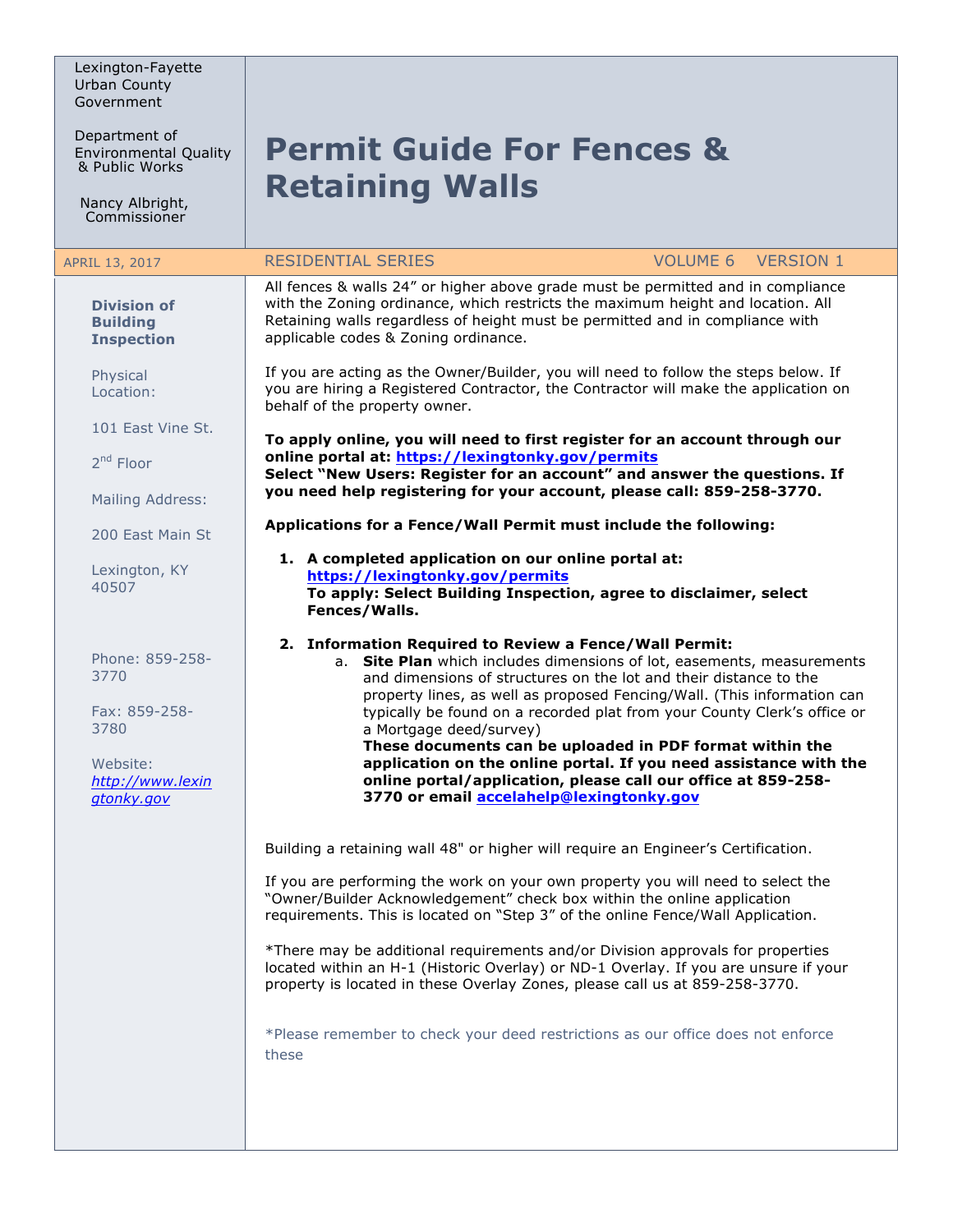Lexington-Fayette Urban County Government

Department of Environmental Quality & Public Works

Nancy Albright, Commissioner

# Permit Guide For Fences & Retaining Walls

APRIL 13, 2017 | RESIDENTIAL SERIES | VOLUME 6 VERSION 1

**Division of Building Inspection**

Physical Location:

101 East Vine St.

2nd Floor

Mailing Address:

200 East Main St

Lexington, KY 40507

Phone: 859-258-3770

Fax: 859-258-3780

Website: *http://www.lexingtonky.gov*

All fences & walls 24" or higher above grade must be permitted and in compliance with the Zoning ordinance, which restricts the maximum height and location. All Retaining walls regardless of height must be permitted and in compliance with applicable codes & Zoning ordinance.

If you are acting as the Owner/Builder, you will need to follow the steps below. If you are hiring a Registered Contractor, the Contractor will make the application on behalf of the property owner.

**To apply online, you will need to first register for an account through our online portal at: https://lexingtonky.gov/permits**
**Select "New Users: Register for an account" and answer the questions. If you need help registering for your account, please call: 859-258-3770.**

**Applications for a Fence/Wall Permit must include the following:**

1. **A completed application on our online portal at: https://lexingtonky.gov/permits**
   **To apply: Select Building Inspection, agree to disclaimer, select Fences/Walls.**

2. **Information Required to Review a Fence/Wall Permit:**
   a. **Site Plan** which includes dimensions of lot, easements, measurements and dimensions of structures on the lot and their distance to the property lines, as well as proposed Fencing/Wall. (This information can typically be found on a recorded plat from your County Clerk's office or a Mortgage deed/survey)
      **These documents can be uploaded in PDF format within the application on the online portal. If you need assistance with the online portal/application, please call our office at 859-258-3770 or email accelahelp@lexingtonky.gov**

Building a retaining wall 48" or higher will require an Engineer's Certification.

If you are performing the work on your own property you will need to select the "Owner/Builder Acknowledgement" check box within the online application requirements. This is located on "Step 3" of the online Fence/Wall Application.

*There may be additional requirements and/or Division approvals for properties located within an H-1 (Historic Overlay) or ND-1 Overlay. If you are unsure if your property is located in these Overlay Zones, please call us at 859-258-3770.

*Please remember to check your deed restrictions as our office does not enforce these